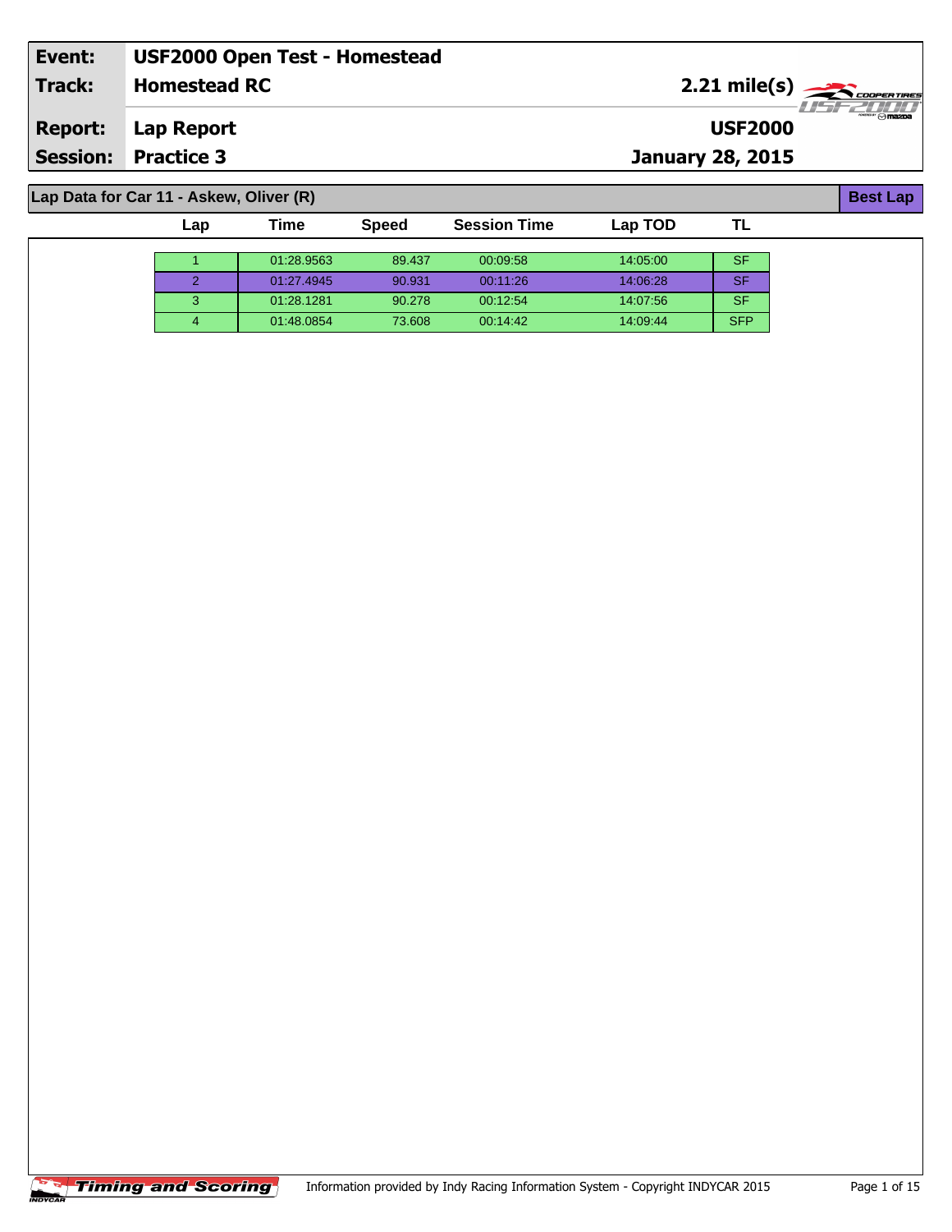| Event: | USF2000 Open Test - Homestead | |
|---|---|---|
| Track: | Homestead RC | 2.21 mile(s) |
| Report: | Lap Report | USF2000 |
| Session: | Practice 3 | January 28, 2015 |

## Lap Data for Car 11 - Askew, Oliver (R)

Best Lap

| Lap | Time | Speed | Session Time | Lap TOD | TL |
|---|---|---|---|---|---|
| 1 | 01:28.9563 | 89.437 | 00:09:58 | 14:05:00 | SF |
| 2 | 01:27.4945 | 90.931 | 00:11:26 | 14:06:28 | SF |
| 3 | 01:28.1281 | 90.278 | 00:12:54 | 14:07:56 | SF |
| 4 | 01:48.0854 | 73.608 | 00:14:42 | 14:09:44 | SFP |

Timing and Scoring

Information provided by Indy Racing Information System - Copyright INDYCAR 2015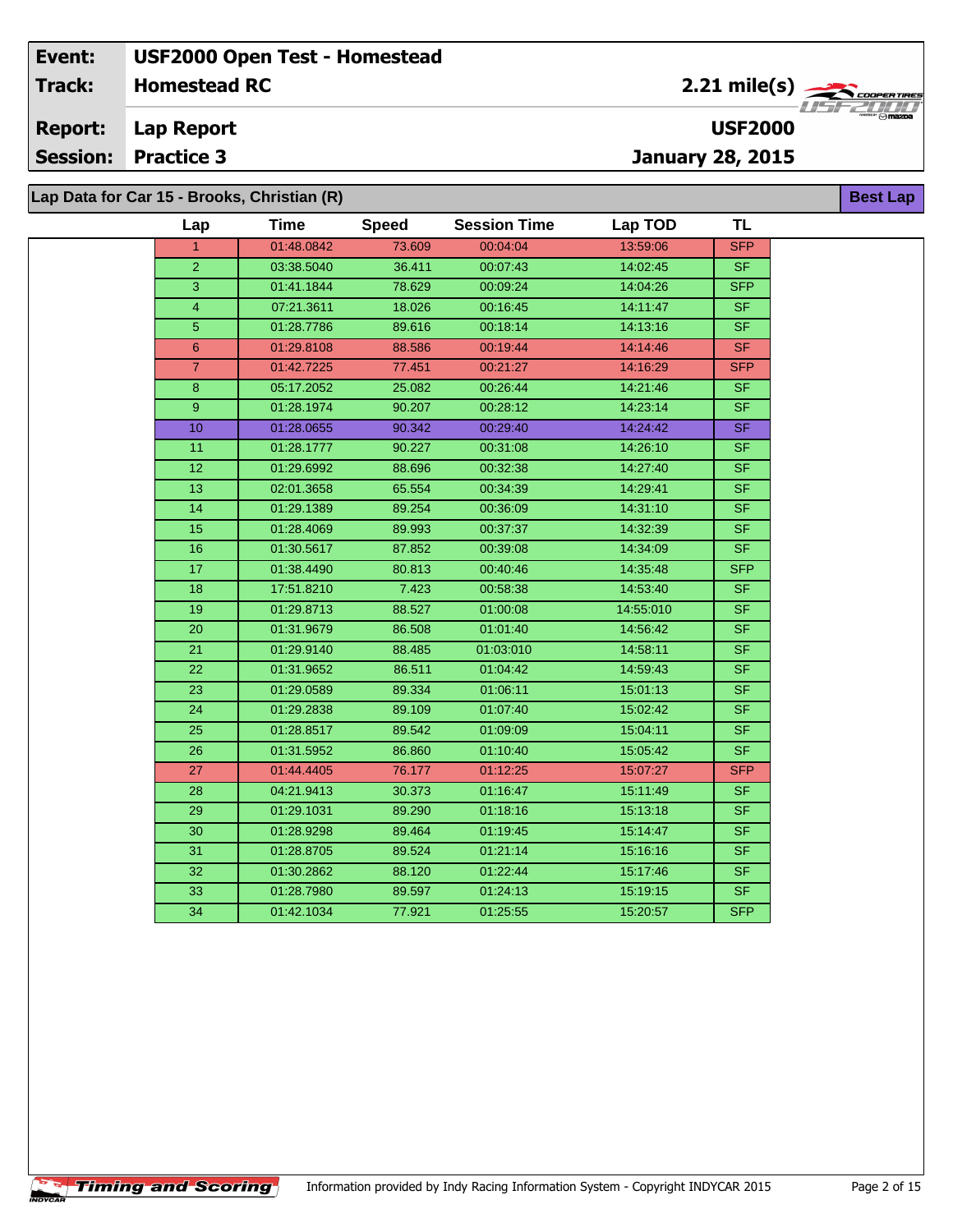| Event: | USF2000 Open Test - Homestead | |
|---|---|---|
| Track: | Homestead RC | 2.21 mile(s) |
| Report: | Lap Report | USF2000 |
| Session: | Practice 3 | January 28, 2015 |

## Lap Data for Car 15 - Brooks, Christian (R)

Best Lap

| Lap | Time | Speed | Session Time | Lap TOD | TL |
|---|---|---|---|---|---|
| 1 | 01:48.0842 | 73.609 | 00:04:04 | 13:59:06 | SFP |
| 2 | 03:38.5040 | 36.411 | 00:07:43 | 14:02:45 | SF |
| 3 | 01:41.1844 | 78.629 | 00:09:24 | 14:04:26 | SFP |
| 4 | 07:21.3611 | 18.026 | 00:16:45 | 14:11:47 | SF |
| 5 | 01:28.7786 | 89.616 | 00:18:14 | 14:13:16 | SF |
| 6 | 01:29.8108 | 88.586 | 00:19:44 | 14:14:46 | SF |
| 7 | 01:42.7225 | 77.451 | 00:21:27 | 14:16:29 | SFP |
| 8 | 05:17.2052 | 25.082 | 00:26:44 | 14:21:46 | SF |
| 9 | 01:28.1974 | 90.207 | 00:28:12 | 14:23:14 | SF |
| 10 | 01:28.0655 | 90.342 | 00:29:40 | 14:24:42 | SF |
| 11 | 01:28.1777 | 90.227 | 00:31:08 | 14:26:10 | SF |
| 12 | 01:29.6992 | 88.696 | 00:32:38 | 14:27:40 | SF |
| 13 | 02:01.3658 | 65.554 | 00:34:39 | 14:29:41 | SF |
| 14 | 01:29.1389 | 89.254 | 00:36:09 | 14:31:10 | SF |
| 15 | 01:28.4069 | 89.993 | 00:37:37 | 14:32:39 | SF |
| 16 | 01:30.5617 | 87.852 | 00:39:08 | 14:34:09 | SF |
| 17 | 01:38.4490 | 80.813 | 00:40:46 | 14:35:48 | SFP |
| 18 | 17:51.8210 | 7.423 | 00:58:38 | 14:53:40 | SF |
| 19 | 01:29.8713 | 88.527 | 01:00:08 | 14:55:010 | SF |
| 20 | 01:31.9679 | 86.508 | 01:01:40 | 14:56:42 | SF |
| 21 | 01:29.9140 | 88.485 | 01:03:010 | 14:58:11 | SF |
| 22 | 01:31.9652 | 86.511 | 01:04:42 | 14:59:43 | SF |
| 23 | 01:29.0589 | 89.334 | 01:06:11 | 15:01:13 | SF |
| 24 | 01:29.2838 | 89.109 | 01:07:40 | 15:02:42 | SF |
| 25 | 01:28.8517 | 89.542 | 01:09:09 | 15:04:11 | SF |
| 26 | 01:31.5952 | 86.860 | 01:10:40 | 15:05:42 | SF |
| 27 | 01:44.4405 | 76.177 | 01:12:25 | 15:07:27 | SFP |
| 28 | 04:21.9413 | 30.373 | 01:16:47 | 15:11:49 | SF |
| 29 | 01:29.1031 | 89.290 | 01:18:16 | 15:13:18 | SF |
| 30 | 01:28.9298 | 89.464 | 01:19:45 | 15:14:47 | SF |
| 31 | 01:28.8705 | 89.524 | 01:21:14 | 15:16:16 | SF |
| 32 | 01:30.2862 | 88.120 | 01:22:44 | 15:17:46 | SF |
| 33 | 01:28.7980 | 89.597 | 01:24:13 | 15:19:15 | SF |
| 34 | 01:42.1034 | 77.921 | 01:25:55 | 15:20:57 | SFP |

Information provided by Indy Racing Information System - Copyright INDYCAR 2015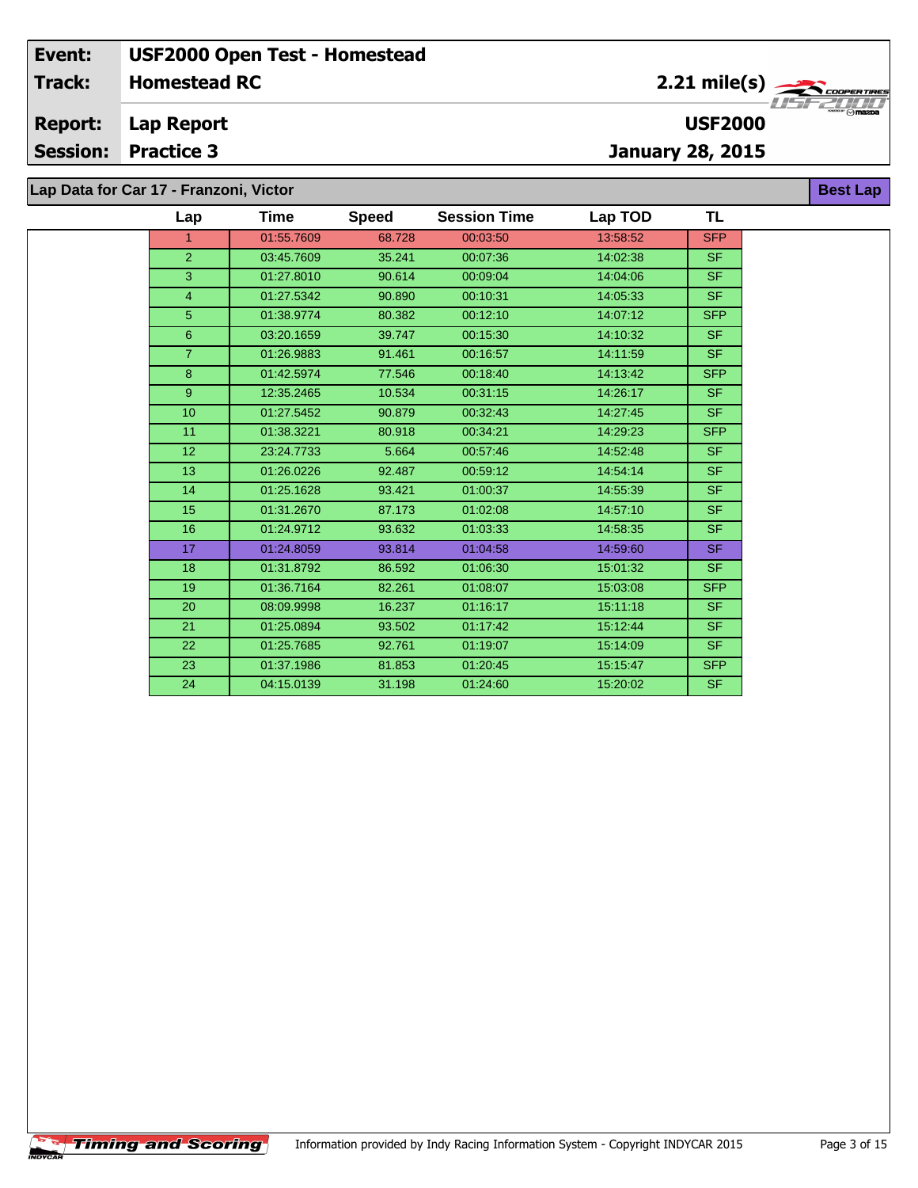| Event: | USF2000 Open Test - Homestead | |
|---|---|---|
| Track: | Homestead RC | 2.21 mile(s) |
| Report: | Lap Report | USF2000 |
| Session: | Practice 3 | January 28, 2015 |

## Lap Data for Car 17 - Franzoni, Victor

**Best Lap**

| Lap | Time | Speed | Session Time | Lap TOD | TL |
|---|---|---|---|---|---|
| 1 | 01:55.7609 | 68.728 | 00:03:50 | 13:58:52 | SFP |
| 2 | 03:45.7609 | 35.241 | 00:07:36 | 14:02:38 | SF |
| 3 | 01:27.8010 | 90.614 | 00:09:04 | 14:04:06 | SF |
| 4 | 01:27.5342 | 90.890 | 00:10:31 | 14:05:33 | SF |
| 5 | 01:38.9774 | 80.382 | 00:12:10 | 14:07:12 | SFP |
| 6 | 03:20.1659 | 39.747 | 00:15:30 | 14:10:32 | SF |
| 7 | 01:26.9883 | 91.461 | 00:16:57 | 14:11:59 | SF |
| 8 | 01:42.5974 | 77.546 | 00:18:40 | 14:13:42 | SFP |
| 9 | 12:35.2465 | 10.534 | 00:31:15 | 14:26:17 | SF |
| 10 | 01:27.5452 | 90.879 | 00:32:43 | 14:27:45 | SF |
| 11 | 01:38.3221 | 80.918 | 00:34:21 | 14:29:23 | SFP |
| 12 | 23:24.7733 | 5.664 | 00:57:46 | 14:52:48 | SF |
| 13 | 01:26.0226 | 92.487 | 00:59:12 | 14:54:14 | SF |
| 14 | 01:25.1628 | 93.421 | 01:00:37 | 14:55:39 | SF |
| 15 | 01:31.2670 | 87.173 | 01:02:08 | 14:57:10 | SF |
| 16 | 01:24.9712 | 93.632 | 01:03:33 | 14:58:35 | SF |
| 17 | 01:24.8059 | 93.814 | 01:04:58 | 14:59:60 | SF |
| 18 | 01:31.8792 | 86.592 | 01:06:30 | 15:01:32 | SF |
| 19 | 01:36.7164 | 82.261 | 01:08:07 | 15:03:08 | SFP |
| 20 | 08:09.9998 | 16.237 | 01:16:17 | 15:11:18 | SF |
| 21 | 01:25.0894 | 93.502 | 01:17:42 | 15:12:44 | SF |
| 22 | 01:25.7685 | 92.761 | 01:19:07 | 15:14:09 | SF |
| 23 | 01:37.1986 | 81.853 | 01:20:45 | 15:15:47 | SFP |
| 24 | 04:15.0139 | 31.198 | 01:24:60 | 15:20:02 | SF |

Information provided by Indy Racing Information System - Copyright INDYCAR 2015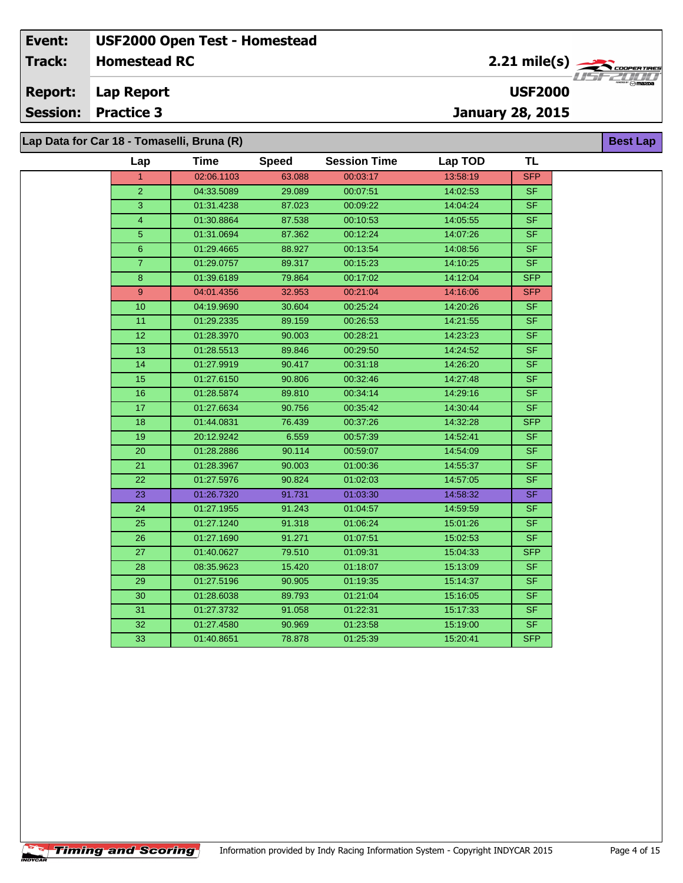| Event: | USF2000 Open Test - Homestead | |
|---|---|---|
| Track: | Homestead RC | 2.21 mile(s) |
| Report: | Lap Report | USF2000 |
| Session: | Practice 3 | January 28, 2015 |

## Lap Data for Car 18 - Tomaselli, Bruna (R)

**Best Lap**

| Lap | Time | Speed | Session Time | Lap TOD | TL |
|---|---|---|---|---|---|
| 1 | 02:06.1103 | 63.088 | 00:03:17 | 13:58:19 | SFP |
| 2 | 04:33.5089 | 29.089 | 00:07:51 | 14:02:53 | SF |
| 3 | 01:31.4238 | 87.023 | 00:09:22 | 14:04:24 | SF |
| 4 | 01:30.8864 | 87.538 | 00:10:53 | 14:05:55 | SF |
| 5 | 01:31.0694 | 87.362 | 00:12:24 | 14:07:26 | SF |
| 6 | 01:29.4665 | 88.927 | 00:13:54 | 14:08:56 | SF |
| 7 | 01:29.0757 | 89.317 | 00:15:23 | 14:10:25 | SF |
| 8 | 01:39.6189 | 79.864 | 00:17:02 | 14:12:04 | SFP |
| 9 | 04:01.4356 | 32.953 | 00:21:04 | 14:16:06 | SFP |
| 10 | 04:19.9690 | 30.604 | 00:25:24 | 14:20:26 | SF |
| 11 | 01:29.2335 | 89.159 | 00:26:53 | 14:21:55 | SF |
| 12 | 01:28.3970 | 90.003 | 00:28:21 | 14:23:23 | SF |
| 13 | 01:28.5513 | 89.846 | 00:29:50 | 14:24:52 | SF |
| 14 | 01:27.9919 | 90.417 | 00:31:18 | 14:26:20 | SF |
| 15 | 01:27.6150 | 90.806 | 00:32:46 | 14:27:48 | SF |
| 16 | 01:28.5874 | 89.810 | 00:34:14 | 14:29:16 | SF |
| 17 | 01:27.6634 | 90.756 | 00:35:42 | 14:30:44 | SF |
| 18 | 01:44.0831 | 76.439 | 00:37:26 | 14:32:28 | SFP |
| 19 | 20:12.9242 | 6.559 | 00:57:39 | 14:52:41 | SF |
| 20 | 01:28.2886 | 90.114 | 00:59:07 | 14:54:09 | SF |
| 21 | 01:28.3967 | 90.003 | 01:00:36 | 14:55:37 | SF |
| 22 | 01:27.5976 | 90.824 | 01:02:03 | 14:57:05 | SF |
| 23 | 01:26.7320 | 91.731 | 01:03:30 | 14:58:32 | SF |
| 24 | 01:27.1955 | 91.243 | 01:04:57 | 14:59:59 | SF |
| 25 | 01:27.1240 | 91.318 | 01:06:24 | 15:01:26 | SF |
| 26 | 01:27.1690 | 91.271 | 01:07:51 | 15:02:53 | SF |
| 27 | 01:40.0627 | 79.510 | 01:09:31 | 15:04:33 | SFP |
| 28 | 08:35.9623 | 15.420 | 01:18:07 | 15:13:09 | SF |
| 29 | 01:27.5196 | 90.905 | 01:19:35 | 15:14:37 | SF |
| 30 | 01:28.6038 | 89.793 | 01:21:04 | 15:16:05 | SF |
| 31 | 01:27.3732 | 91.058 | 01:22:31 | 15:17:33 | SF |
| 32 | 01:27.4580 | 90.969 | 01:23:58 | 15:19:00 | SF |
| 33 | 01:40.8651 | 78.878 | 01:25:39 | 15:20:41 | SFP |

Information provided by Indy Racing Information System - Copyright INDYCAR 2015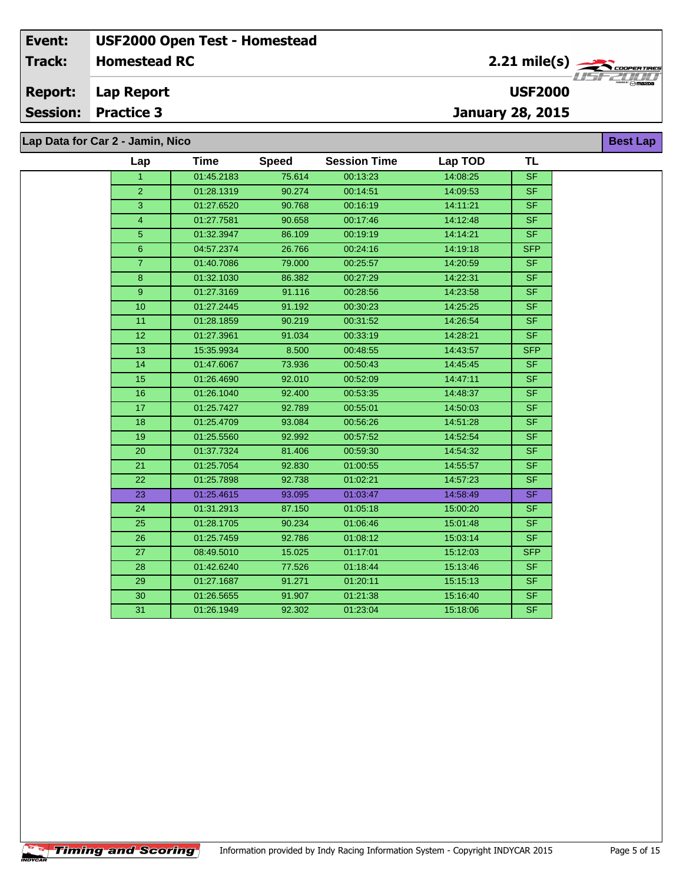**Event:** USF2000 Open Test - Homestead

**Track:** Homestead RC — 2.21 mile(s)

**Report:** Lap Report — USF2000

**Session:** Practice 3 — January 28, 2015

## Lap Data for Car 2 - Jamin, Nico

Best Lap

| Lap | Time | Speed | Session Time | Lap TOD | TL |
|---|---|---|---|---|---|
| 1 | 01:45.2183 | 75.614 | 00:13:23 | 14:08:25 | SF |
| 2 | 01:28.1319 | 90.274 | 00:14:51 | 14:09:53 | SF |
| 3 | 01:27.6520 | 90.768 | 00:16:19 | 14:11:21 | SF |
| 4 | 01:27.7581 | 90.658 | 00:17:46 | 14:12:48 | SF |
| 5 | 01:32.3947 | 86.109 | 00:19:19 | 14:14:21 | SF |
| 6 | 04:57.2374 | 26.766 | 00:24:16 | 14:19:18 | SFP |
| 7 | 01:40.7086 | 79.000 | 00:25:57 | 14:20:59 | SF |
| 8 | 01:32.1030 | 86.382 | 00:27:29 | 14:22:31 | SF |
| 9 | 01:27.3169 | 91.116 | 00:28:56 | 14:23:58 | SF |
| 10 | 01:27.2445 | 91.192 | 00:30:23 | 14:25:25 | SF |
| 11 | 01:28.1859 | 90.219 | 00:31:52 | 14:26:54 | SF |
| 12 | 01:27.3961 | 91.034 | 00:33:19 | 14:28:21 | SF |
| 13 | 15:35.9934 | 8.500 | 00:48:55 | 14:43:57 | SFP |
| 14 | 01:47.6067 | 73.936 | 00:50:43 | 14:45:45 | SF |
| 15 | 01:26.4690 | 92.010 | 00:52:09 | 14:47:11 | SF |
| 16 | 01:26.1040 | 92.400 | 00:53:35 | 14:48:37 | SF |
| 17 | 01:25.7427 | 92.789 | 00:55:01 | 14:50:03 | SF |
| 18 | 01:25.4709 | 93.084 | 00:56:26 | 14:51:28 | SF |
| 19 | 01:25.5560 | 92.992 | 00:57:52 | 14:52:54 | SF |
| 20 | 01:37.7324 | 81.406 | 00:59:30 | 14:54:32 | SF |
| 21 | 01:25.7054 | 92.830 | 01:00:55 | 14:55:57 | SF |
| 22 | 01:25.7898 | 92.738 | 01:02:21 | 14:57:23 | SF |
| 23 | 01:25.4615 | 93.095 | 01:03:47 | 14:58:49 | SF |
| 24 | 01:31.2913 | 87.150 | 01:05:18 | 15:00:20 | SF |
| 25 | 01:28.1705 | 90.234 | 01:06:46 | 15:01:48 | SF |
| 26 | 01:25.7459 | 92.786 | 01:08:12 | 15:03:14 | SF |
| 27 | 08:49.5010 | 15.025 | 01:17:01 | 15:12:03 | SFP |
| 28 | 01:42.6240 | 77.526 | 01:18:44 | 15:13:46 | SF |
| 29 | 01:27.1687 | 91.271 | 01:20:11 | 15:15:13 | SF |
| 30 | 01:26.5655 | 91.907 | 01:21:38 | 15:16:40 | SF |
| 31 | 01:26.1949 | 92.302 | 01:23:04 | 15:18:06 | SF |

Information provided by Indy Racing Information System - Copyright INDYCAR 2015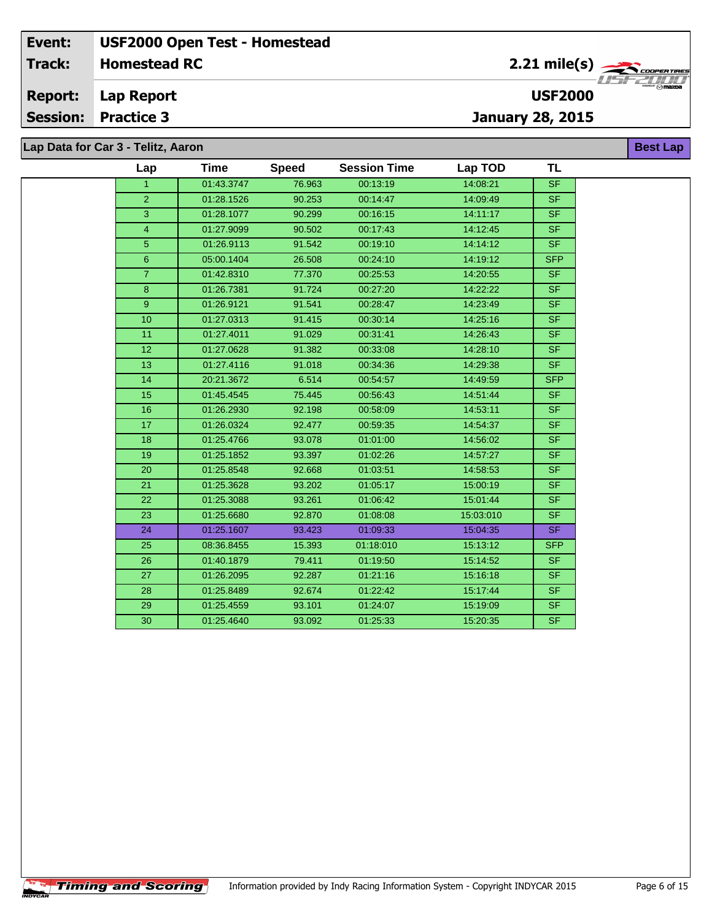| Event: | USF2000 Open Test - Homestead | |
|---|---|---|
| Track: | Homestead RC | 2.21 mile(s) |
| Report: | Lap Report | USF2000 |
| Session: | Practice 3 | January 28, 2015 |

**Lap Data for Car 3 - Telitz, Aaron** — **Best Lap**

| Lap | Time | Speed | Session Time | Lap TOD | TL |
|---|---|---|---|---|---|
| 1 | 01:43.3747 | 76.963 | 00:13:19 | 14:08:21 | SF |
| 2 | 01:28.1526 | 90.253 | 00:14:47 | 14:09:49 | SF |
| 3 | 01:28.1077 | 90.299 | 00:16:15 | 14:11:17 | SF |
| 4 | 01:27.9099 | 90.502 | 00:17:43 | 14:12:45 | SF |
| 5 | 01:26.9113 | 91.542 | 00:19:10 | 14:14:12 | SF |
| 6 | 05:00.1404 | 26.508 | 00:24:10 | 14:19:12 | SFP |
| 7 | 01:42.8310 | 77.370 | 00:25:53 | 14:20:55 | SF |
| 8 | 01:26.7381 | 91.724 | 00:27:20 | 14:22:22 | SF |
| 9 | 01:26.9121 | 91.541 | 00:28:47 | 14:23:49 | SF |
| 10 | 01:27.0313 | 91.415 | 00:30:14 | 14:25:16 | SF |
| 11 | 01:27.4011 | 91.029 | 00:31:41 | 14:26:43 | SF |
| 12 | 01:27.0628 | 91.382 | 00:33:08 | 14:28:10 | SF |
| 13 | 01:27.4116 | 91.018 | 00:34:36 | 14:29:38 | SF |
| 14 | 20:21.3672 | 6.514 | 00:54:57 | 14:49:59 | SFP |
| 15 | 01:45.4545 | 75.445 | 00:56:43 | 14:51:44 | SF |
| 16 | 01:26.2930 | 92.198 | 00:58:09 | 14:53:11 | SF |
| 17 | 01:26.0324 | 92.477 | 00:59:35 | 14:54:37 | SF |
| 18 | 01:25.4766 | 93.078 | 01:01:00 | 14:56:02 | SF |
| 19 | 01:25.1852 | 93.397 | 01:02:26 | 14:57:27 | SF |
| 20 | 01:25.8548 | 92.668 | 01:03:51 | 14:58:53 | SF |
| 21 | 01:25.3628 | 93.202 | 01:05:17 | 15:00:19 | SF |
| 22 | 01:25.3088 | 93.261 | 01:06:42 | 15:01:44 | SF |
| 23 | 01:25.6680 | 92.870 | 01:08:08 | 15:03:010 | SF |
| **24** | **01:25.1607** | **93.423** | **01:09:33** | **15:04:35** | **SF** |
| 25 | 08:36.8455 | 15.393 | 01:18:010 | 15:13:12 | SFP |
| 26 | 01:40.1879 | 79.411 | 01:19:50 | 15:14:52 | SF |
| 27 | 01:26.2095 | 92.287 | 01:21:16 | 15:16:18 | SF |
| 28 | 01:25.8489 | 92.674 | 01:22:42 | 15:17:44 | SF |
| 29 | 01:25.4559 | 93.101 | 01:24:07 | 15:19:09 | SF |
| 30 | 01:25.4640 | 93.092 | 01:25:33 | 15:20:35 | SF |

Information provided by Indy Racing Information System - Copyright INDYCAR 2015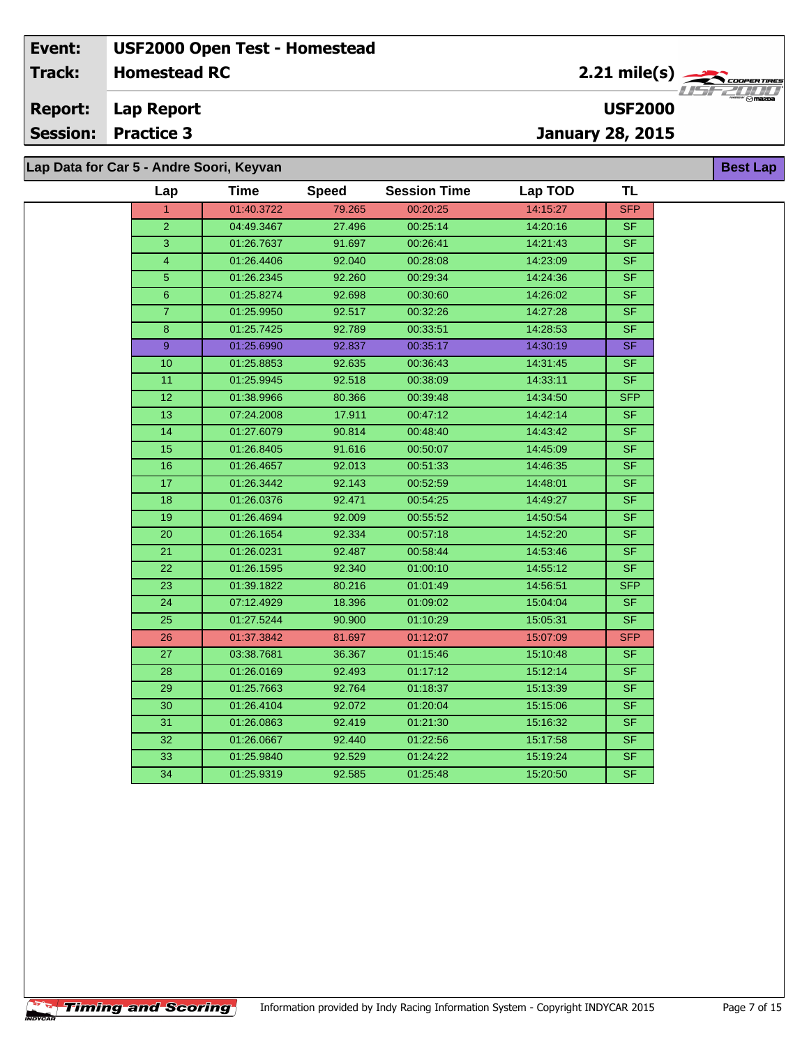| Event: | USF2000 Open Test - Homestead | |
|---|---|---|
| Track: | Homestead RC | 2.21 mile(s) |
| Report: | Lap Report | USF2000 |
| Session: | Practice 3 | January 28, 2015 |

## Lap Data for Car 5 - Andre Soori, Keyvan

Best Lap

| Lap | Time | Speed | Session Time | Lap TOD | TL |
|---|---|---|---|---|---|
| 1 | 01:40.3722 | 79.265 | 00:20:25 | 14:15:27 | SFP |
| 2 | 04:49.3467 | 27.496 | 00:25:14 | 14:20:16 | SF |
| 3 | 01:26.7637 | 91.697 | 00:26:41 | 14:21:43 | SF |
| 4 | 01:26.4406 | 92.040 | 00:28:08 | 14:23:09 | SF |
| 5 | 01:26.2345 | 92.260 | 00:29:34 | 14:24:36 | SF |
| 6 | 01:25.8274 | 92.698 | 00:30:60 | 14:26:02 | SF |
| 7 | 01:25.9950 | 92.517 | 00:32:26 | 14:27:28 | SF |
| 8 | 01:25.7425 | 92.789 | 00:33:51 | 14:28:53 | SF |
| 9 | 01:25.6990 | 92.837 | 00:35:17 | 14:30:19 | SF |
| 10 | 01:25.8853 | 92.635 | 00:36:43 | 14:31:45 | SF |
| 11 | 01:25.9945 | 92.518 | 00:38:09 | 14:33:11 | SF |
| 12 | 01:38.9966 | 80.366 | 00:39:48 | 14:34:50 | SFP |
| 13 | 07:24.2008 | 17.911 | 00:47:12 | 14:42:14 | SF |
| 14 | 01:27.6079 | 90.814 | 00:48:40 | 14:43:42 | SF |
| 15 | 01:26.8405 | 91.616 | 00:50:07 | 14:45:09 | SF |
| 16 | 01:26.4657 | 92.013 | 00:51:33 | 14:46:35 | SF |
| 17 | 01:26.3442 | 92.143 | 00:52:59 | 14:48:01 | SF |
| 18 | 01:26.0376 | 92.471 | 00:54:25 | 14:49:27 | SF |
| 19 | 01:26.4694 | 92.009 | 00:55:52 | 14:50:54 | SF |
| 20 | 01:26.1654 | 92.334 | 00:57:18 | 14:52:20 | SF |
| 21 | 01:26.0231 | 92.487 | 00:58:44 | 14:53:46 | SF |
| 22 | 01:26.1595 | 92.340 | 01:00:10 | 14:55:12 | SF |
| 23 | 01:39.1822 | 80.216 | 01:01:49 | 14:56:51 | SFP |
| 24 | 07:12.4929 | 18.396 | 01:09:02 | 15:04:04 | SF |
| 25 | 01:27.5244 | 90.900 | 01:10:29 | 15:05:31 | SF |
| 26 | 01:37.3842 | 81.697 | 01:12:07 | 15:07:09 | SFP |
| 27 | 03:38.7681 | 36.367 | 01:15:46 | 15:10:48 | SF |
| 28 | 01:26.0169 | 92.493 | 01:17:12 | 15:12:14 | SF |
| 29 | 01:25.7663 | 92.764 | 01:18:37 | 15:13:39 | SF |
| 30 | 01:26.4104 | 92.072 | 01:20:04 | 15:15:06 | SF |
| 31 | 01:26.0863 | 92.419 | 01:21:30 | 15:16:32 | SF |
| 32 | 01:26.0667 | 92.440 | 01:22:56 | 15:17:58 | SF |
| 33 | 01:25.9840 | 92.529 | 01:24:22 | 15:19:24 | SF |
| 34 | 01:25.9319 | 92.585 | 01:25:48 | 15:20:50 | SF |

Information provided by Indy Racing Information System - Copyright INDYCAR 2015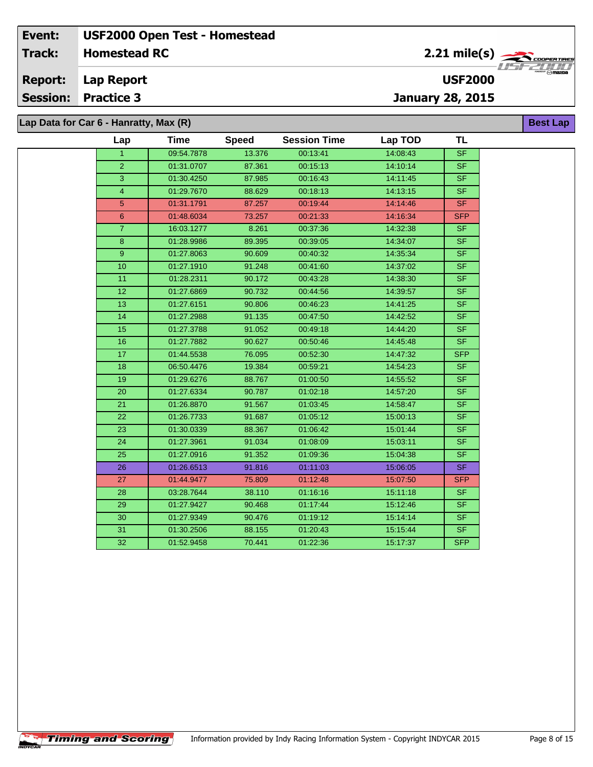| Event: | USF2000 Open Test - Homestead | |
|---|---|---|
| Track: | Homestead RC | 2.21 mile(s) |
| Report: | Lap Report | USF2000 |
| Session: | Practice 3 | January 28, 2015 |

## Lap Data for Car 6 - Hanratty, Max (R)

**Best Lap**

| Lap | Time | Speed | Session Time | Lap TOD | TL |
|---|---|---|---|---|---|
| 1 | 09:54.7878 | 13.376 | 00:13:41 | 14:08:43 | SF |
| 2 | 01:31.0707 | 87.361 | 00:15:13 | 14:10:14 | SF |
| 3 | 01:30.4250 | 87.985 | 00:16:43 | 14:11:45 | SF |
| 4 | 01:29.7670 | 88.629 | 00:18:13 | 14:13:15 | SF |
| 5 | 01:31.1791 | 87.257 | 00:19:44 | 14:14:46 | SF |
| 6 | 01:48.6034 | 73.257 | 00:21:33 | 14:16:34 | SFP |
| 7 | 16:03.1277 | 8.261 | 00:37:36 | 14:32:38 | SF |
| 8 | 01:28.9986 | 89.395 | 00:39:05 | 14:34:07 | SF |
| 9 | 01:27.8063 | 90.609 | 00:40:32 | 14:35:34 | SF |
| 10 | 01:27.1910 | 91.248 | 00:41:60 | 14:37:02 | SF |
| 11 | 01:28.2311 | 90.172 | 00:43:28 | 14:38:30 | SF |
| 12 | 01:27.6869 | 90.732 | 00:44:56 | 14:39:57 | SF |
| 13 | 01:27.6151 | 90.806 | 00:46:23 | 14:41:25 | SF |
| 14 | 01:27.2988 | 91.135 | 00:47:50 | 14:42:52 | SF |
| 15 | 01:27.3788 | 91.052 | 00:49:18 | 14:44:20 | SF |
| 16 | 01:27.7882 | 90.627 | 00:50:46 | 14:45:48 | SF |
| 17 | 01:44.5538 | 76.095 | 00:52:30 | 14:47:32 | SFP |
| 18 | 06:50.4476 | 19.384 | 00:59:21 | 14:54:23 | SF |
| 19 | 01:29.6276 | 88.767 | 01:00:50 | 14:55:52 | SF |
| 20 | 01:27.6334 | 90.787 | 01:02:18 | 14:57:20 | SF |
| 21 | 01:26.8870 | 91.567 | 01:03:45 | 14:58:47 | SF |
| 22 | 01:26.7733 | 91.687 | 01:05:12 | 15:00:13 | SF |
| 23 | 01:30.0339 | 88.367 | 01:06:42 | 15:01:44 | SF |
| 24 | 01:27.3961 | 91.034 | 01:08:09 | 15:03:11 | SF |
| 25 | 01:27.0916 | 91.352 | 01:09:36 | 15:04:38 | SF |
| 26 | 01:26.6513 | 91.816 | 01:11:03 | 15:06:05 | SF |
| 27 | 01:44.9477 | 75.809 | 01:12:48 | 15:07:50 | SFP |
| 28 | 03:28.7644 | 38.110 | 01:16:16 | 15:11:18 | SF |
| 29 | 01:27.9427 | 90.468 | 01:17:44 | 15:12:46 | SF |
| 30 | 01:27.9349 | 90.476 | 01:19:12 | 15:14:14 | SF |
| 31 | 01:30.2506 | 88.155 | 01:20:43 | 15:15:44 | SF |
| 32 | 01:52.9458 | 70.441 | 01:22:36 | 15:17:37 | SFP |

Information provided by Indy Racing Information System - Copyright INDYCAR 2015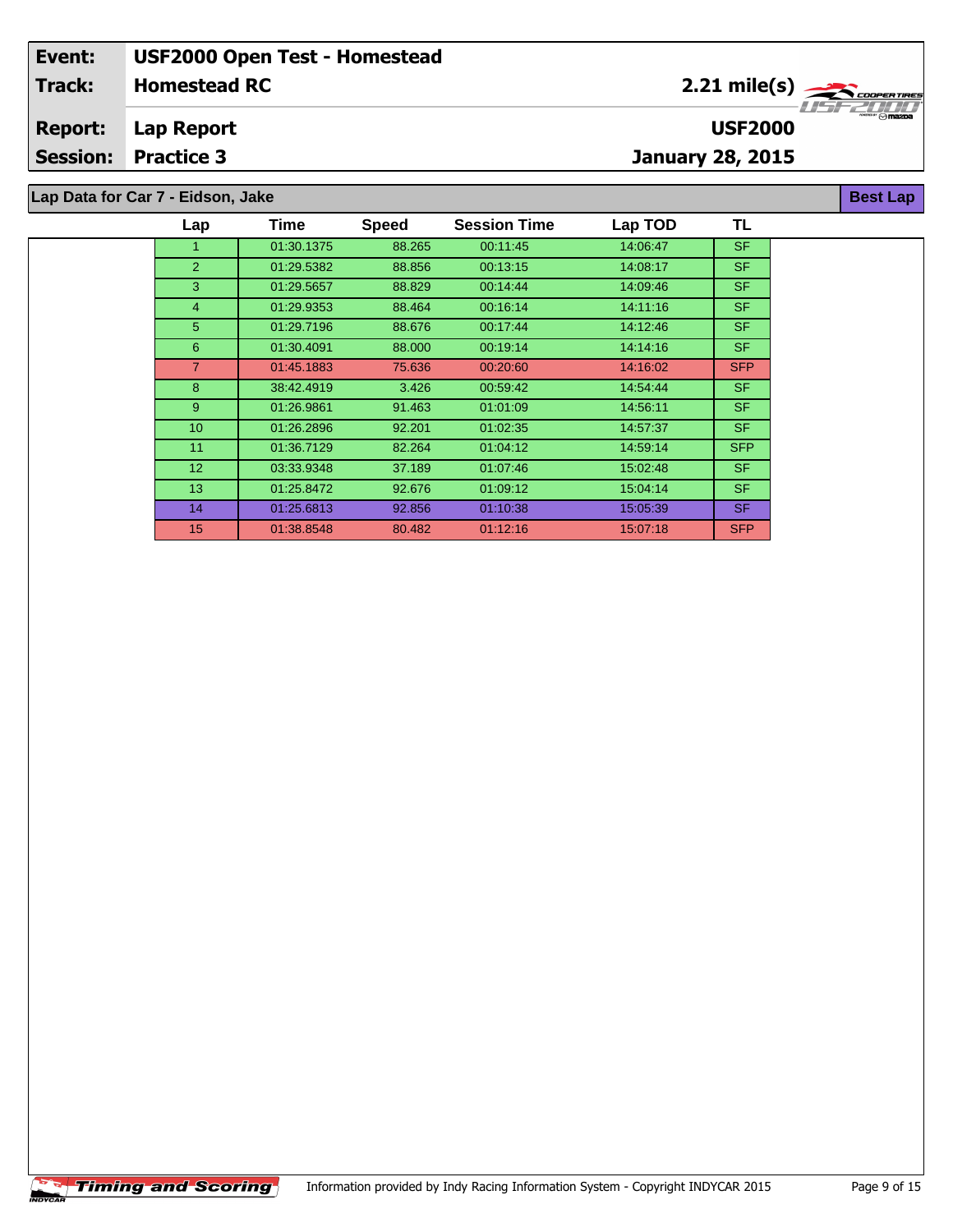| Event: | USF2000 Open Test - Homestead | |
|---|---|---|
| Track: | Homestead RC | 2.21 mile(s) |
| Report: | Lap Report | USF2000 |
| Session: | Practice 3 | January 28, 2015 |

## Lap Data for Car 7 - Eidson, Jake

Best Lap

| Lap | Time | Speed | Session Time | Lap TOD | TL |
|---|---|---|---|---|---|
| 1 | 01:30.1375 | 88.265 | 00:11:45 | 14:06:47 | SF |
| 2 | 01:29.5382 | 88.856 | 00:13:15 | 14:08:17 | SF |
| 3 | 01:29.5657 | 88.829 | 00:14:44 | 14:09:46 | SF |
| 4 | 01:29.9353 | 88.464 | 00:16:14 | 14:11:16 | SF |
| 5 | 01:29.7196 | 88.676 | 00:17:44 | 14:12:46 | SF |
| 6 | 01:30.4091 | 88.000 | 00:19:14 | 14:14:16 | SF |
| 7 | 01:45.1883 | 75.636 | 00:20:60 | 14:16:02 | SFP |
| 8 | 38:42.4919 | 3.426 | 00:59:42 | 14:54:44 | SF |
| 9 | 01:26.9861 | 91.463 | 01:01:09 | 14:56:11 | SF |
| 10 | 01:26.2896 | 92.201 | 01:02:35 | 14:57:37 | SF |
| 11 | 01:36.7129 | 82.264 | 01:04:12 | 14:59:14 | SFP |
| 12 | 03:33.9348 | 37.189 | 01:07:46 | 15:02:48 | SF |
| 13 | 01:25.8472 | 92.676 | 01:09:12 | 15:04:14 | SF |
| 14 | 01:25.6813 | 92.856 | 01:10:38 | 15:05:39 | SF |
| 15 | 01:38.8548 | 80.482 | 01:12:16 | 15:07:18 | SFP |

Information provided by Indy Racing Information System - Copyright INDYCAR 2015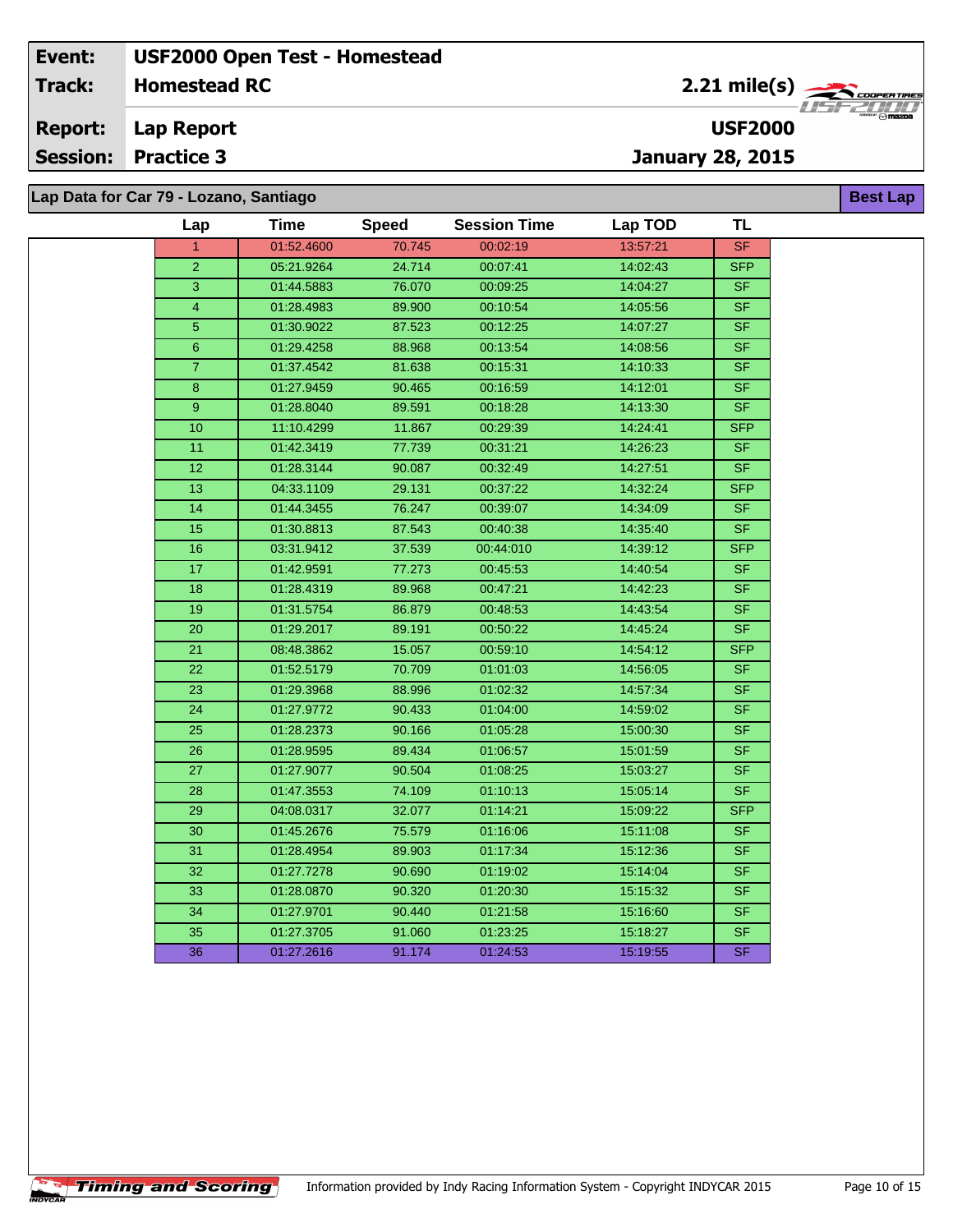| Event: | USF2000 Open Test - Homestead |
|---|---|
| Track: | Homestead RC |
| Report: | Lap Report |
| Session: | Practice 3 |

**2.21 mile(s)**

**USF2000**

**January 28, 2015**

## Lap Data for Car 79 - Lozano, Santiago

**Best Lap**

| Lap | Time | Speed | Session Time | Lap TOD | TL |
|---|---|---|---|---|---|
| 1 | 01:52.4600 | 70.745 | 00:02:19 | 13:57:21 | SF |
| 2 | 05:21.9264 | 24.714 | 00:07:41 | 14:02:43 | SFP |
| 3 | 01:44.5883 | 76.070 | 00:09:25 | 14:04:27 | SF |
| 4 | 01:28.4983 | 89.900 | 00:10:54 | 14:05:56 | SF |
| 5 | 01:30.9022 | 87.523 | 00:12:25 | 14:07:27 | SF |
| 6 | 01:29.4258 | 88.968 | 00:13:54 | 14:08:56 | SF |
| 7 | 01:37.4542 | 81.638 | 00:15:31 | 14:10:33 | SF |
| 8 | 01:27.9459 | 90.465 | 00:16:59 | 14:12:01 | SF |
| 9 | 01:28.8040 | 89.591 | 00:18:28 | 14:13:30 | SF |
| 10 | 11:10.4299 | 11.867 | 00:29:39 | 14:24:41 | SFP |
| 11 | 01:42.3419 | 77.739 | 00:31:21 | 14:26:23 | SF |
| 12 | 01:28.3144 | 90.087 | 00:32:49 | 14:27:51 | SF |
| 13 | 04:33.1109 | 29.131 | 00:37:22 | 14:32:24 | SFP |
| 14 | 01:44.3455 | 76.247 | 00:39:07 | 14:34:09 | SF |
| 15 | 01:30.8813 | 87.543 | 00:40:38 | 14:35:40 | SF |
| 16 | 03:31.9412 | 37.539 | 00:44:010 | 14:39:12 | SFP |
| 17 | 01:42.9591 | 77.273 | 00:45:53 | 14:40:54 | SF |
| 18 | 01:28.4319 | 89.968 | 00:47:21 | 14:42:23 | SF |
| 19 | 01:31.5754 | 86.879 | 00:48:53 | 14:43:54 | SF |
| 20 | 01:29.2017 | 89.191 | 00:50:22 | 14:45:24 | SF |
| 21 | 08:48.3862 | 15.057 | 00:59:10 | 14:54:12 | SFP |
| 22 | 01:52.5179 | 70.709 | 01:01:03 | 14:56:05 | SF |
| 23 | 01:29.3968 | 88.996 | 01:02:32 | 14:57:34 | SF |
| 24 | 01:27.9772 | 90.433 | 01:04:00 | 14:59:02 | SF |
| 25 | 01:28.2373 | 90.166 | 01:05:28 | 15:00:30 | SF |
| 26 | 01:28.9595 | 89.434 | 01:06:57 | 15:01:59 | SF |
| 27 | 01:27.9077 | 90.504 | 01:08:25 | 15:03:27 | SF |
| 28 | 01:47.3553 | 74.109 | 01:10:13 | 15:05:14 | SF |
| 29 | 04:08.0317 | 32.077 | 01:14:21 | 15:09:22 | SFP |
| 30 | 01:45.2676 | 75.579 | 01:16:06 | 15:11:08 | SF |
| 31 | 01:28.4954 | 89.903 | 01:17:34 | 15:12:36 | SF |
| 32 | 01:27.7278 | 90.690 | 01:19:02 | 15:14:04 | SF |
| 33 | 01:28.0870 | 90.320 | 01:20:30 | 15:15:32 | SF |
| 34 | 01:27.9701 | 90.440 | 01:21:58 | 15:16:60 | SF |
| 35 | 01:27.3705 | 91.060 | 01:23:25 | 15:18:27 | SF |
| 36 | 01:27.2616 | 91.174 | 01:24:53 | 15:19:55 | SF |

Information provided by Indy Racing Information System - Copyright INDYCAR 2015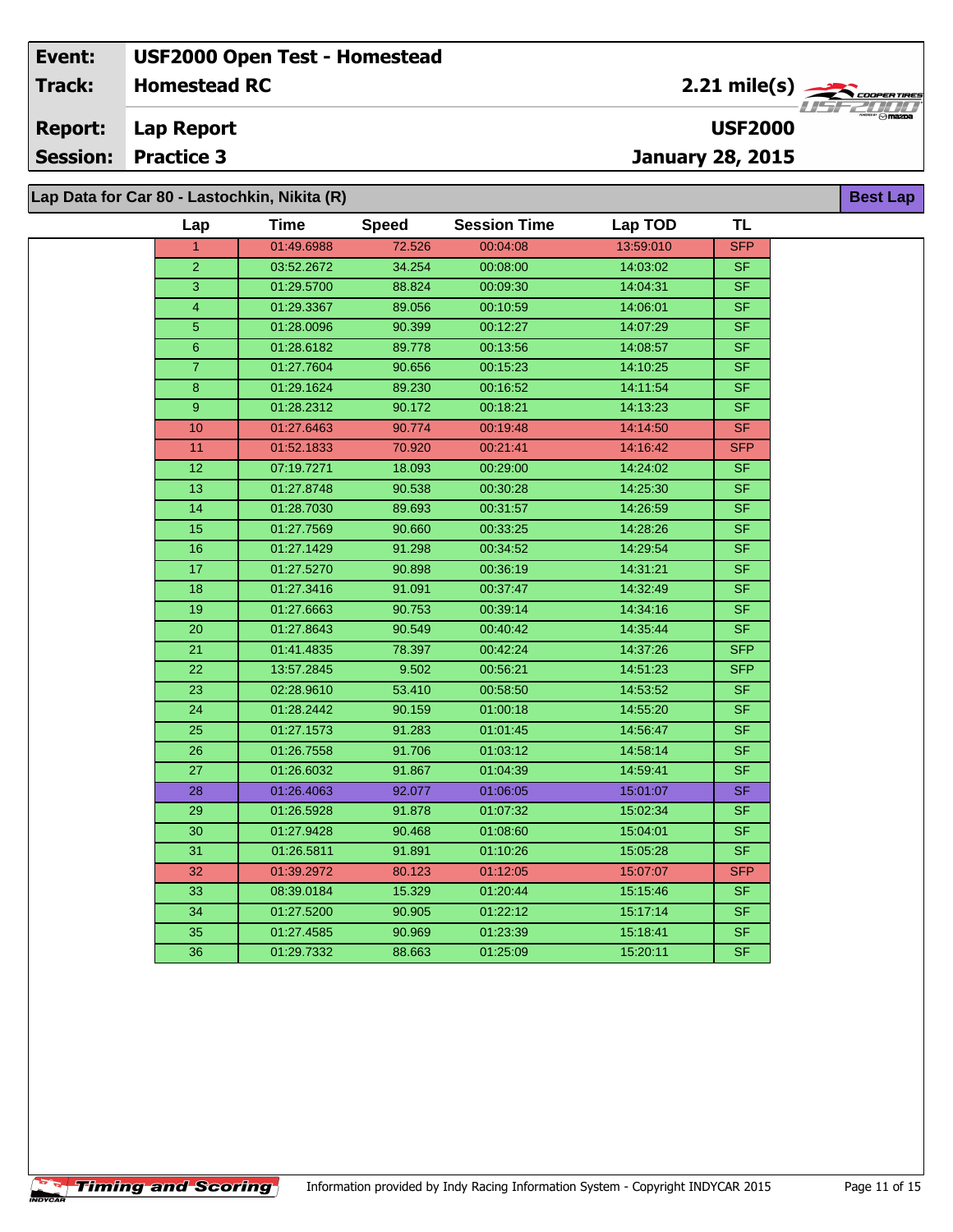| Event: | USF2000 Open Test - Homestead |
|---|---|
| Track: | Homestead RC |
| Report: | Lap Report |
| Session: | Practice 3 |

2.21 mile(s)

USF2000

January 28, 2015

## Lap Data for Car 80 - Lastochkin, Nikita (R)

Best Lap

| Lap | Time | Speed | Session Time | Lap TOD | TL |
|---|---|---|---|---|---|
| 1 | 01:49.6988 | 72.526 | 00:04:08 | 13:59:010 | SFP |
| 2 | 03:52.2672 | 34.254 | 00:08:00 | 14:03:02 | SF |
| 3 | 01:29.5700 | 88.824 | 00:09:30 | 14:04:31 | SF |
| 4 | 01:29.3367 | 89.056 | 00:10:59 | 14:06:01 | SF |
| 5 | 01:28.0096 | 90.399 | 00:12:27 | 14:07:29 | SF |
| 6 | 01:28.6182 | 89.778 | 00:13:56 | 14:08:57 | SF |
| 7 | 01:27.7604 | 90.656 | 00:15:23 | 14:10:25 | SF |
| 8 | 01:29.1624 | 89.230 | 00:16:52 | 14:11:54 | SF |
| 9 | 01:28.2312 | 90.172 | 00:18:21 | 14:13:23 | SF |
| 10 | 01:27.6463 | 90.774 | 00:19:48 | 14:14:50 | SF |
| 11 | 01:52.1833 | 70.920 | 00:21:41 | 14:16:42 | SFP |
| 12 | 07:19.7271 | 18.093 | 00:29:00 | 14:24:02 | SF |
| 13 | 01:27.8748 | 90.538 | 00:30:28 | 14:25:30 | SF |
| 14 | 01:28.7030 | 89.693 | 00:31:57 | 14:26:59 | SF |
| 15 | 01:27.7569 | 90.660 | 00:33:25 | 14:28:26 | SF |
| 16 | 01:27.1429 | 91.298 | 00:34:52 | 14:29:54 | SF |
| 17 | 01:27.5270 | 90.898 | 00:36:19 | 14:31:21 | SF |
| 18 | 01:27.3416 | 91.091 | 00:37:47 | 14:32:49 | SF |
| 19 | 01:27.6663 | 90.753 | 00:39:14 | 14:34:16 | SF |
| 20 | 01:27.8643 | 90.549 | 00:40:42 | 14:35:44 | SF |
| 21 | 01:41.4835 | 78.397 | 00:42:24 | 14:37:26 | SFP |
| 22 | 13:57.2845 | 9.502 | 00:56:21 | 14:51:23 | SFP |
| 23 | 02:28.9610 | 53.410 | 00:58:50 | 14:53:52 | SF |
| 24 | 01:28.2442 | 90.159 | 01:00:18 | 14:55:20 | SF |
| 25 | 01:27.1573 | 91.283 | 01:01:45 | 14:56:47 | SF |
| 26 | 01:26.7558 | 91.706 | 01:03:12 | 14:58:14 | SF |
| 27 | 01:26.6032 | 91.867 | 01:04:39 | 14:59:41 | SF |
| 28 | 01:26.4063 | 92.077 | 01:06:05 | 15:01:07 | SF |
| 29 | 01:26.5928 | 91.878 | 01:07:32 | 15:02:34 | SF |
| 30 | 01:27.9428 | 90.468 | 01:08:60 | 15:04:01 | SF |
| 31 | 01:26.5811 | 91.891 | 01:10:26 | 15:05:28 | SF |
| 32 | 01:39.2972 | 80.123 | 01:12:05 | 15:07:07 | SFP |
| 33 | 08:39.0184 | 15.329 | 01:20:44 | 15:15:46 | SF |
| 34 | 01:27.5200 | 90.905 | 01:22:12 | 15:17:14 | SF |
| 35 | 01:27.4585 | 90.969 | 01:23:39 | 15:18:41 | SF |
| 36 | 01:29.7332 | 88.663 | 01:25:09 | 15:20:11 | SF |

Timing and Scoring

Information provided by Indy Racing Information System - Copyright INDYCAR 2015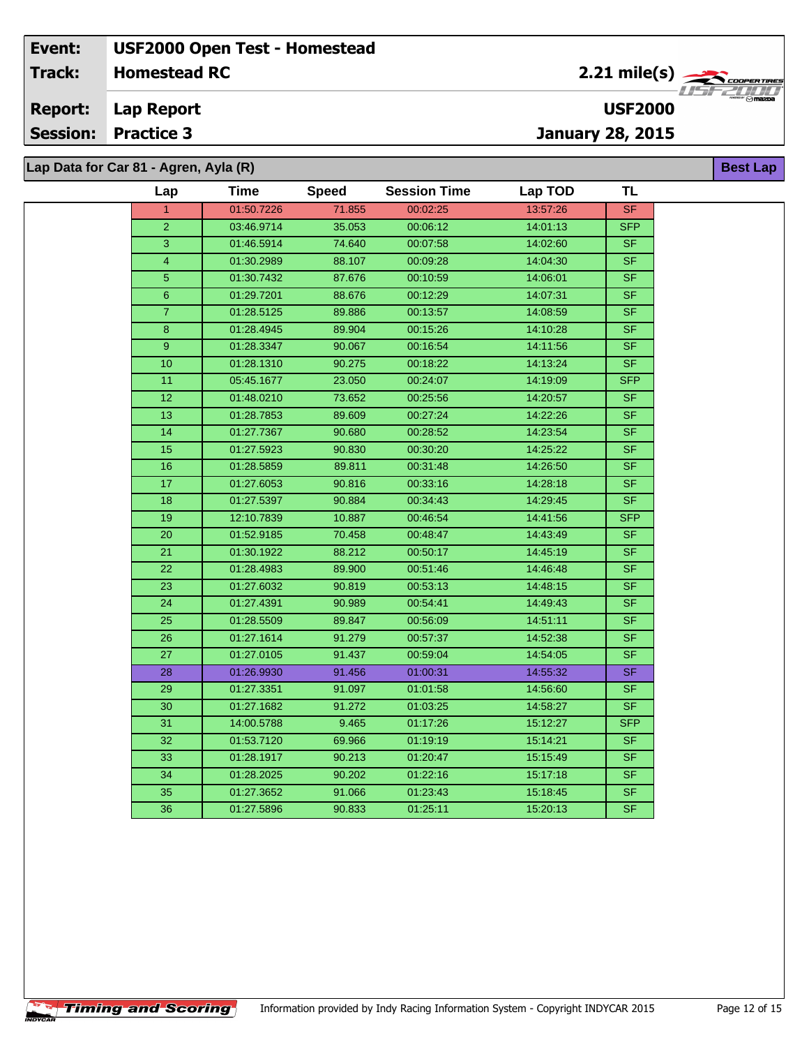| Event: | USF2000 Open Test - Homestead |
|---|---|
| Track: | Homestead RC — 2.21 mile(s) |
| Report: | Lap Report — USF2000 |
| Session: | Practice 3 — January 28, 2015 |

## Lap Data for Car 81 - Agren, Ayla (R)

**Best Lap**

| Lap | Time | Speed | Session Time | Lap TOD | TL |
|---|---|---|---|---|---|
| 1 | 01:50.7226 | 71.855 | 00:02:25 | 13:57:26 | SF |
| 2 | 03:46.9714 | 35.053 | 00:06:12 | 14:01:13 | SFP |
| 3 | 01:46.5914 | 74.640 | 00:07:58 | 14:02:60 | SF |
| 4 | 01:30.2989 | 88.107 | 00:09:28 | 14:04:30 | SF |
| 5 | 01:30.7432 | 87.676 | 00:10:59 | 14:06:01 | SF |
| 6 | 01:29.7201 | 88.676 | 00:12:29 | 14:07:31 | SF |
| 7 | 01:28.5125 | 89.886 | 00:13:57 | 14:08:59 | SF |
| 8 | 01:28.4945 | 89.904 | 00:15:26 | 14:10:28 | SF |
| 9 | 01:28.3347 | 90.067 | 00:16:54 | 14:11:56 | SF |
| 10 | 01:28.1310 | 90.275 | 00:18:22 | 14:13:24 | SF |
| 11 | 05:45.1677 | 23.050 | 00:24:07 | 14:19:09 | SFP |
| 12 | 01:48.0210 | 73.652 | 00:25:56 | 14:20:57 | SF |
| 13 | 01:28.7853 | 89.609 | 00:27:24 | 14:22:26 | SF |
| 14 | 01:27.7367 | 90.680 | 00:28:52 | 14:23:54 | SF |
| 15 | 01:27.5923 | 90.830 | 00:30:20 | 14:25:22 | SF |
| 16 | 01:28.5859 | 89.811 | 00:31:48 | 14:26:50 | SF |
| 17 | 01:27.6053 | 90.816 | 00:33:16 | 14:28:18 | SF |
| 18 | 01:27.5397 | 90.884 | 00:34:43 | 14:29:45 | SF |
| 19 | 12:10.7839 | 10.887 | 00:46:54 | 14:41:56 | SFP |
| 20 | 01:52.9185 | 70.458 | 00:48:47 | 14:43:49 | SF |
| 21 | 01:30.1922 | 88.212 | 00:50:17 | 14:45:19 | SF |
| 22 | 01:28.4983 | 89.900 | 00:51:46 | 14:46:48 | SF |
| 23 | 01:27.6032 | 90.819 | 00:53:13 | 14:48:15 | SF |
| 24 | 01:27.4391 | 90.989 | 00:54:41 | 14:49:43 | SF |
| 25 | 01:28.5509 | 89.847 | 00:56:09 | 14:51:11 | SF |
| 26 | 01:27.1614 | 91.279 | 00:57:37 | 14:52:38 | SF |
| 27 | 01:27.0105 | 91.437 | 00:59:04 | 14:54:05 | SF |
| 28 | 01:26.9930 | 91.456 | 01:00:31 | 14:55:32 | SF |
| 29 | 01:27.3351 | 91.097 | 01:01:58 | 14:56:60 | SF |
| 30 | 01:27.1682 | 91.272 | 01:03:25 | 14:58:27 | SF |
| 31 | 14:00.5788 | 9.465 | 01:17:26 | 15:12:27 | SFP |
| 32 | 01:53.7120 | 69.966 | 01:19:19 | 15:14:21 | SF |
| 33 | 01:28.1917 | 90.213 | 01:20:47 | 15:15:49 | SF |
| 34 | 01:28.2025 | 90.202 | 01:22:16 | 15:17:18 | SF |
| 35 | 01:27.3652 | 91.066 | 01:23:43 | 15:18:45 | SF |
| 36 | 01:27.5896 | 90.833 | 01:25:11 | 15:20:13 | SF |

Information provided by Indy Racing Information System - Copyright INDYCAR 2015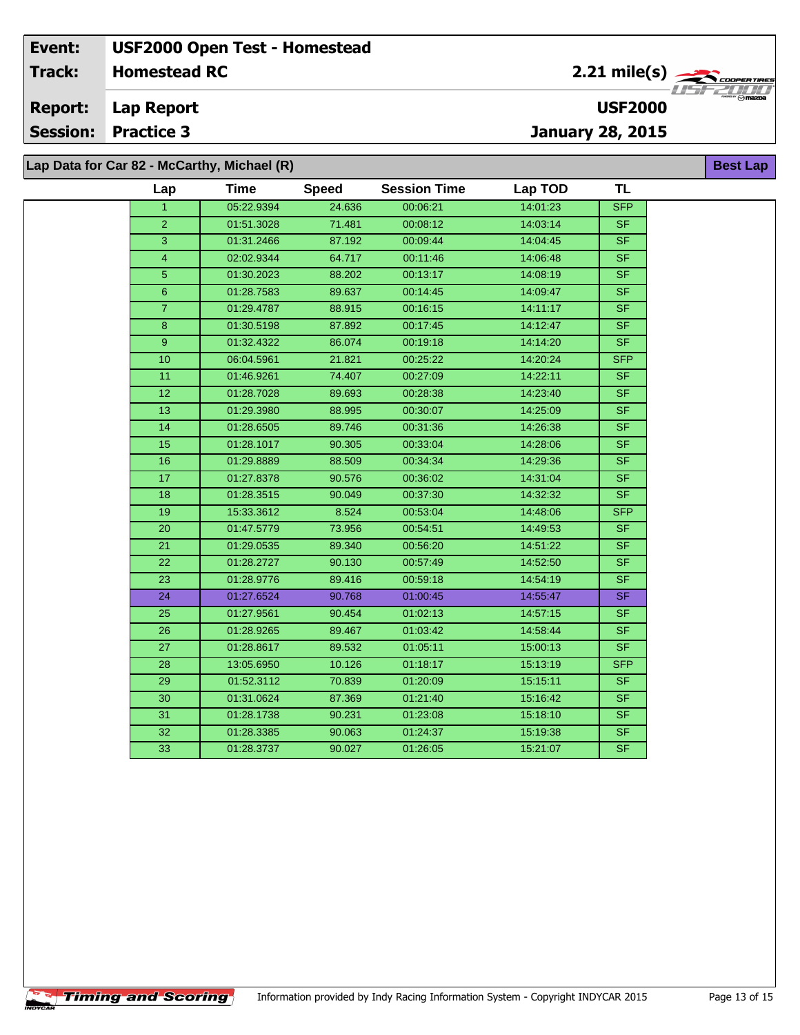| Event: | USF2000 Open Test - Homestead | |
|---|---|---|
| Track: | Homestead RC | 2.21 mile(s) |
| Report: | Lap Report | USF2000 |
| Session: | Practice 3 | January 28, 2015 |

## Lap Data for Car 82 - McCarthy, Michael (R)

Best Lap

| Lap | Time | Speed | Session Time | Lap TOD | TL |
|---|---|---|---|---|---|
| 1 | 05:22.9394 | 24.636 | 00:06:21 | 14:01:23 | SFP |
| 2 | 01:51.3028 | 71.481 | 00:08:12 | 14:03:14 | SF |
| 3 | 01:31.2466 | 87.192 | 00:09:44 | 14:04:45 | SF |
| 4 | 02:02.9344 | 64.717 | 00:11:46 | 14:06:48 | SF |
| 5 | 01:30.2023 | 88.202 | 00:13:17 | 14:08:19 | SF |
| 6 | 01:28.7583 | 89.637 | 00:14:45 | 14:09:47 | SF |
| 7 | 01:29.4787 | 88.915 | 00:16:15 | 14:11:17 | SF |
| 8 | 01:30.5198 | 87.892 | 00:17:45 | 14:12:47 | SF |
| 9 | 01:32.4322 | 86.074 | 00:19:18 | 14:14:20 | SF |
| 10 | 06:04.5961 | 21.821 | 00:25:22 | 14:20:24 | SFP |
| 11 | 01:46.9261 | 74.407 | 00:27:09 | 14:22:11 | SF |
| 12 | 01:28.7028 | 89.693 | 00:28:38 | 14:23:40 | SF |
| 13 | 01:29.3980 | 88.995 | 00:30:07 | 14:25:09 | SF |
| 14 | 01:28.6505 | 89.746 | 00:31:36 | 14:26:38 | SF |
| 15 | 01:28.1017 | 90.305 | 00:33:04 | 14:28:06 | SF |
| 16 | 01:29.8889 | 88.509 | 00:34:34 | 14:29:36 | SF |
| 17 | 01:27.8378 | 90.576 | 00:36:02 | 14:31:04 | SF |
| 18 | 01:28.3515 | 90.049 | 00:37:30 | 14:32:32 | SF |
| 19 | 15:33.3612 | 8.524 | 00:53:04 | 14:48:06 | SFP |
| 20 | 01:47.5779 | 73.956 | 00:54:51 | 14:49:53 | SF |
| 21 | 01:29.0535 | 89.340 | 00:56:20 | 14:51:22 | SF |
| 22 | 01:28.2727 | 90.130 | 00:57:49 | 14:52:50 | SF |
| 23 | 01:28.9776 | 89.416 | 00:59:18 | 14:54:19 | SF |
| 24 | 01:27.6524 | 90.768 | 01:00:45 | 14:55:47 | SF |
| 25 | 01:27.9561 | 90.454 | 01:02:13 | 14:57:15 | SF |
| 26 | 01:28.9265 | 89.467 | 01:03:42 | 14:58:44 | SF |
| 27 | 01:28.8617 | 89.532 | 01:05:11 | 15:00:13 | SF |
| 28 | 13:05.6950 | 10.126 | 01:18:17 | 15:13:19 | SFP |
| 29 | 01:52.3112 | 70.839 | 01:20:09 | 15:15:11 | SF |
| 30 | 01:31.0624 | 87.369 | 01:21:40 | 15:16:42 | SF |
| 31 | 01:28.1738 | 90.231 | 01:23:08 | 15:18:10 | SF |
| 32 | 01:28.3385 | 90.063 | 01:24:37 | 15:19:38 | SF |
| 33 | 01:28.3737 | 90.027 | 01:26:05 | 15:21:07 | SF |

Timing and Scoring — Information provided by Indy Racing Information System - Copyright INDYCAR 2015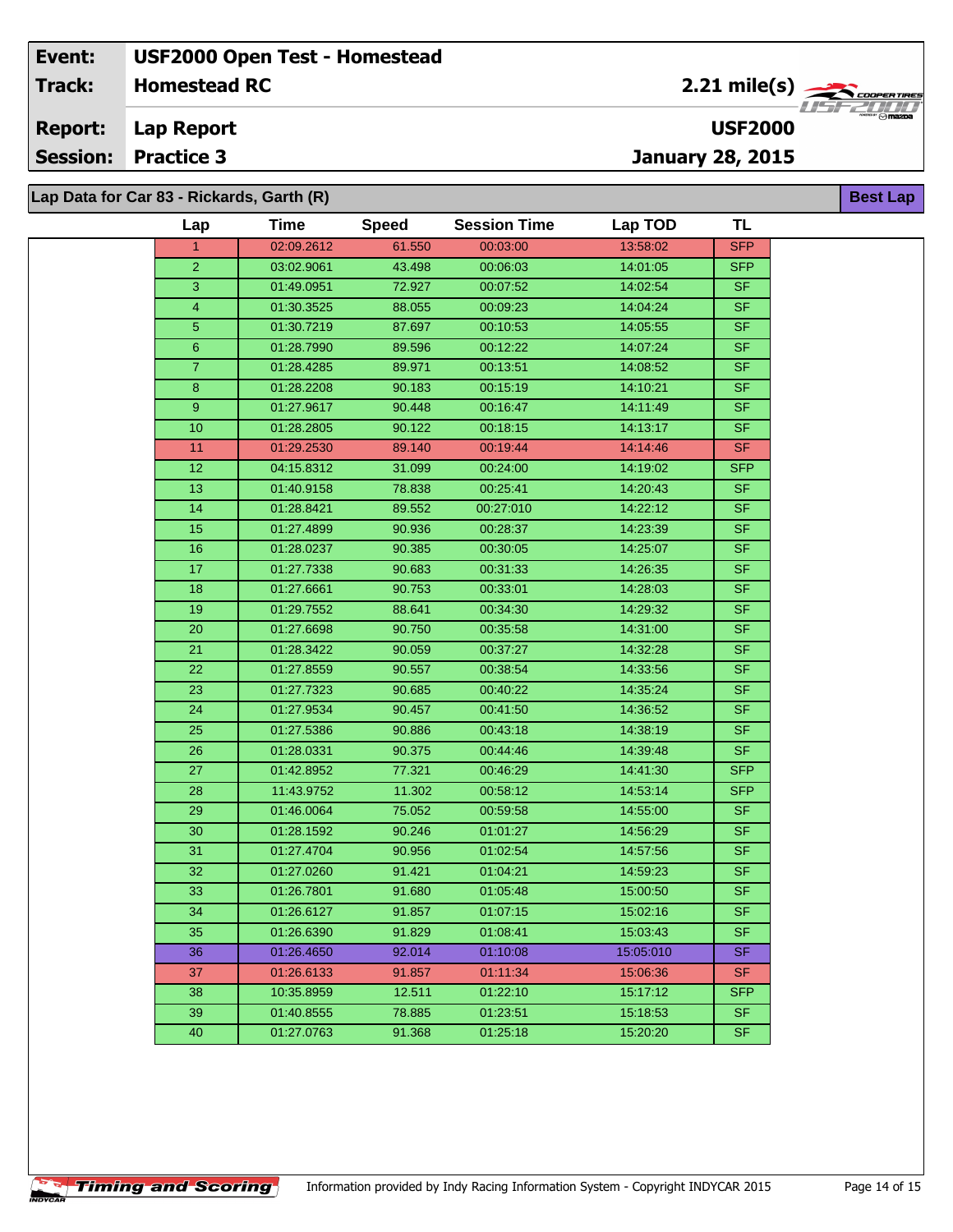| Event: | USF2000 Open Test - Homestead | |
|---|---|---|
| Track: | Homestead RC | 2.21 mile(s) |
| Report: | Lap Report | USF2000 |
| Session: | Practice 3 | January 28, 2015 |

**Lap Data for Car 83 - Rickards, Garth (R)** — Best Lap

| Lap | Time | Speed | Session Time | Lap TOD | TL |
|---|---|---|---|---|---|
| 1 | 02:09.2612 | 61.550 | 00:03:00 | 13:58:02 | SFP |
| 2 | 03:02.9061 | 43.498 | 00:06:03 | 14:01:05 | SFP |
| 3 | 01:49.0951 | 72.927 | 00:07:52 | 14:02:54 | SF |
| 4 | 01:30.3525 | 88.055 | 00:09:23 | 14:04:24 | SF |
| 5 | 01:30.7219 | 87.697 | 00:10:53 | 14:05:55 | SF |
| 6 | 01:28.7990 | 89.596 | 00:12:22 | 14:07:24 | SF |
| 7 | 01:28.4285 | 89.971 | 00:13:51 | 14:08:52 | SF |
| 8 | 01:28.2208 | 90.183 | 00:15:19 | 14:10:21 | SF |
| 9 | 01:27.9617 | 90.448 | 00:16:47 | 14:11:49 | SF |
| 10 | 01:28.2805 | 90.122 | 00:18:15 | 14:13:17 | SF |
| 11 | 01:29.2530 | 89.140 | 00:19:44 | 14:14:46 | SF |
| 12 | 04:15.8312 | 31.099 | 00:24:00 | 14:19:02 | SFP |
| 13 | 01:40.9158 | 78.838 | 00:25:41 | 14:20:43 | SF |
| 14 | 01:28.8421 | 89.552 | 00:27:010 | 14:22:12 | SF |
| 15 | 01:27.4899 | 90.936 | 00:28:37 | 14:23:39 | SF |
| 16 | 01:28.0237 | 90.385 | 00:30:05 | 14:25:07 | SF |
| 17 | 01:27.7338 | 90.683 | 00:31:33 | 14:26:35 | SF |
| 18 | 01:27.6661 | 90.753 | 00:33:01 | 14:28:03 | SF |
| 19 | 01:29.7552 | 88.641 | 00:34:30 | 14:29:32 | SF |
| 20 | 01:27.6698 | 90.750 | 00:35:58 | 14:31:00 | SF |
| 21 | 01:28.3422 | 90.059 | 00:37:27 | 14:32:28 | SF |
| 22 | 01:27.8559 | 90.557 | 00:38:54 | 14:33:56 | SF |
| 23 | 01:27.7323 | 90.685 | 00:40:22 | 14:35:24 | SF |
| 24 | 01:27.9534 | 90.457 | 00:41:50 | 14:36:52 | SF |
| 25 | 01:27.5386 | 90.886 | 00:43:18 | 14:38:19 | SF |
| 26 | 01:28.0331 | 90.375 | 00:44:46 | 14:39:48 | SF |
| 27 | 01:42.8952 | 77.321 | 00:46:29 | 14:41:30 | SFP |
| 28 | 11:43.9752 | 11.302 | 00:58:12 | 14:53:14 | SFP |
| 29 | 01:46.0064 | 75.052 | 00:59:58 | 14:55:00 | SF |
| 30 | 01:28.1592 | 90.246 | 01:01:27 | 14:56:29 | SF |
| 31 | 01:27.4704 | 90.956 | 01:02:54 | 14:57:56 | SF |
| 32 | 01:27.0260 | 91.421 | 01:04:21 | 14:59:23 | SF |
| 33 | 01:26.7801 | 91.680 | 01:05:48 | 15:00:50 | SF |
| 34 | 01:26.6127 | 91.857 | 01:07:15 | 15:02:16 | SF |
| 35 | 01:26.6390 | 91.829 | 01:08:41 | 15:03:43 | SF |
| 36 | 01:26.4650 | 92.014 | 01:10:08 | 15:05:010 | SF |
| 37 | 01:26.6133 | 91.857 | 01:11:34 | 15:06:36 | SF |
| 38 | 10:35.8959 | 12.511 | 01:22:10 | 15:17:12 | SFP |
| 39 | 01:40.8555 | 78.885 | 01:23:51 | 15:18:53 | SF |
| 40 | 01:27.0763 | 91.368 | 01:25:18 | 15:20:20 | SF |

Information provided by Indy Racing Information System - Copyright INDYCAR 2015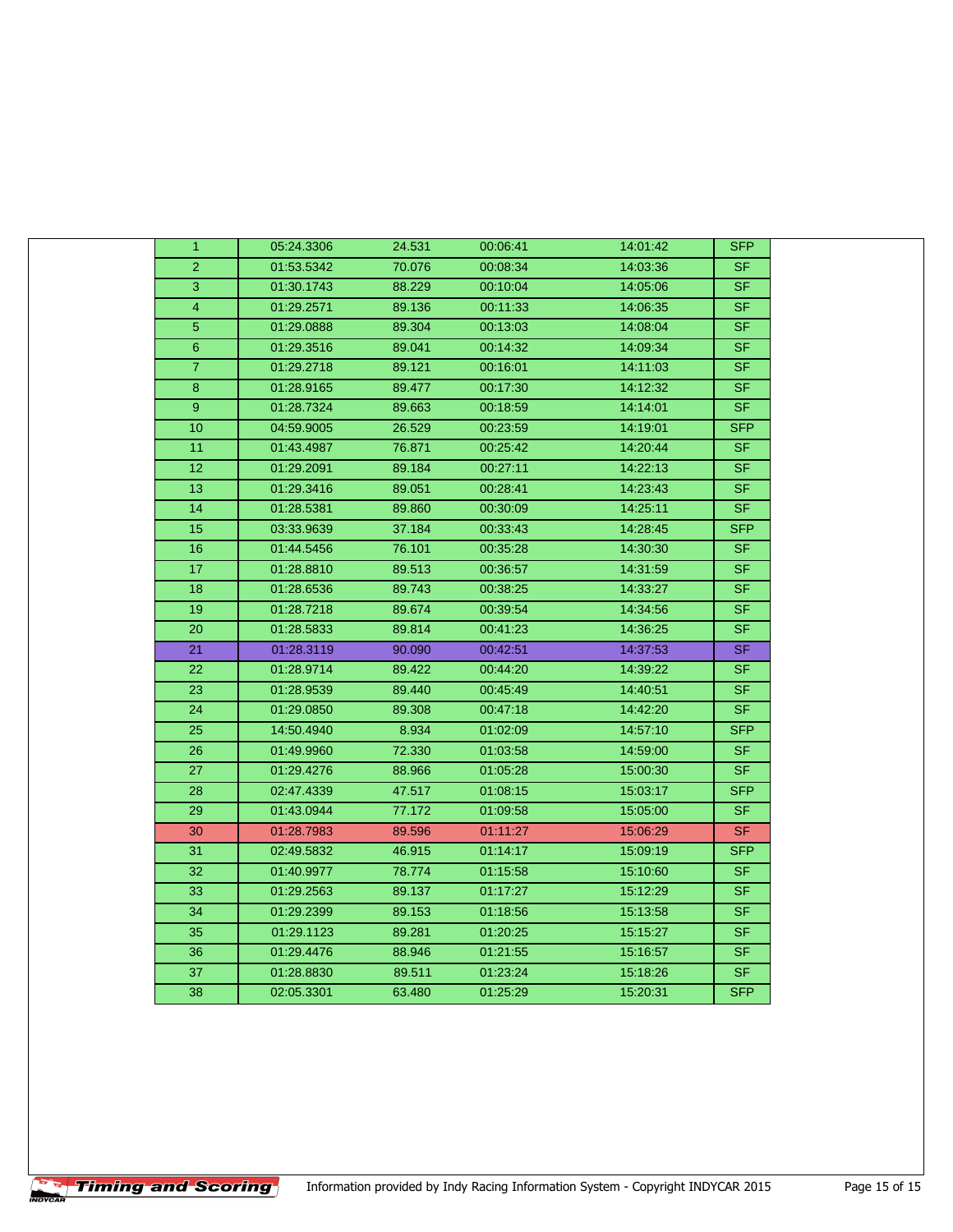| | | | | | |
|---|---|---|---|---|---|
| 1 | 05:24.3306 | 24.531 | 00:06:41 | 14:01:42 | SFP |
| 2 | 01:53.5342 | 70.076 | 00:08:34 | 14:03:36 | SF |
| 3 | 01:30.1743 | 88.229 | 00:10:04 | 14:05:06 | SF |
| 4 | 01:29.2571 | 89.136 | 00:11:33 | 14:06:35 | SF |
| 5 | 01:29.0888 | 89.304 | 00:13:03 | 14:08:04 | SF |
| 6 | 01:29.3516 | 89.041 | 00:14:32 | 14:09:34 | SF |
| 7 | 01:29.2718 | 89.121 | 00:16:01 | 14:11:03 | SF |
| 8 | 01:28.9165 | 89.477 | 00:17:30 | 14:12:32 | SF |
| 9 | 01:28.7324 | 89.663 | 00:18:59 | 14:14:01 | SF |
| 10 | 04:59.9005 | 26.529 | 00:23:59 | 14:19:01 | SFP |
| 11 | 01:43.4987 | 76.871 | 00:25:42 | 14:20:44 | SF |
| 12 | 01:29.2091 | 89.184 | 00:27:11 | 14:22:13 | SF |
| 13 | 01:29.3416 | 89.051 | 00:28:41 | 14:23:43 | SF |
| 14 | 01:28.5381 | 89.860 | 00:30:09 | 14:25:11 | SF |
| 15 | 03:33.9639 | 37.184 | 00:33:43 | 14:28:45 | SFP |
| 16 | 01:44.5456 | 76.101 | 00:35:28 | 14:30:30 | SF |
| 17 | 01:28.8810 | 89.513 | 00:36:57 | 14:31:59 | SF |
| 18 | 01:28.6536 | 89.743 | 00:38:25 | 14:33:27 | SF |
| 19 | 01:28.7218 | 89.674 | 00:39:54 | 14:34:56 | SF |
| 20 | 01:28.5833 | 89.814 | 00:41:23 | 14:36:25 | SF |
| 21 | 01:28.3119 | 90.090 | 00:42:51 | 14:37:53 | SF |
| 22 | 01:28.9714 | 89.422 | 00:44:20 | 14:39:22 | SF |
| 23 | 01:28.9539 | 89.440 | 00:45:49 | 14:40:51 | SF |
| 24 | 01:29.0850 | 89.308 | 00:47:18 | 14:42:20 | SF |
| 25 | 14:50.4940 | 8.934 | 01:02:09 | 14:57:10 | SFP |
| 26 | 01:49.9960 | 72.330 | 01:03:58 | 14:59:00 | SF |
| 27 | 01:29.4276 | 88.966 | 01:05:28 | 15:00:30 | SF |
| 28 | 02:47.4339 | 47.517 | 01:08:15 | 15:03:17 | SFP |
| 29 | 01:43.0944 | 77.172 | 01:09:58 | 15:05:00 | SF |
| 30 | 01:28.7983 | 89.596 | 01:11:27 | 15:06:29 | SF |
| 31 | 02:49.5832 | 46.915 | 01:14:17 | 15:09:19 | SFP |
| 32 | 01:40.9977 | 78.774 | 01:15:58 | 15:10:60 | SF |
| 33 | 01:29.2563 | 89.137 | 01:17:27 | 15:12:29 | SF |
| 34 | 01:29.2399 | 89.153 | 01:18:56 | 15:13:58 | SF |
| 35 | 01:29.1123 | 89.281 | 01:20:25 | 15:15:27 | SF |
| 36 | 01:29.4476 | 88.946 | 01:21:55 | 15:16:57 | SF |
| 37 | 01:28.8830 | 89.511 | 01:23:24 | 15:18:26 | SF |
| 38 | 02:05.3301 | 63.480 | 01:25:29 | 15:20:31 | SFP |

Timing and Scoring

Information provided by Indy Racing Information System - Copyright INDYCAR 2015